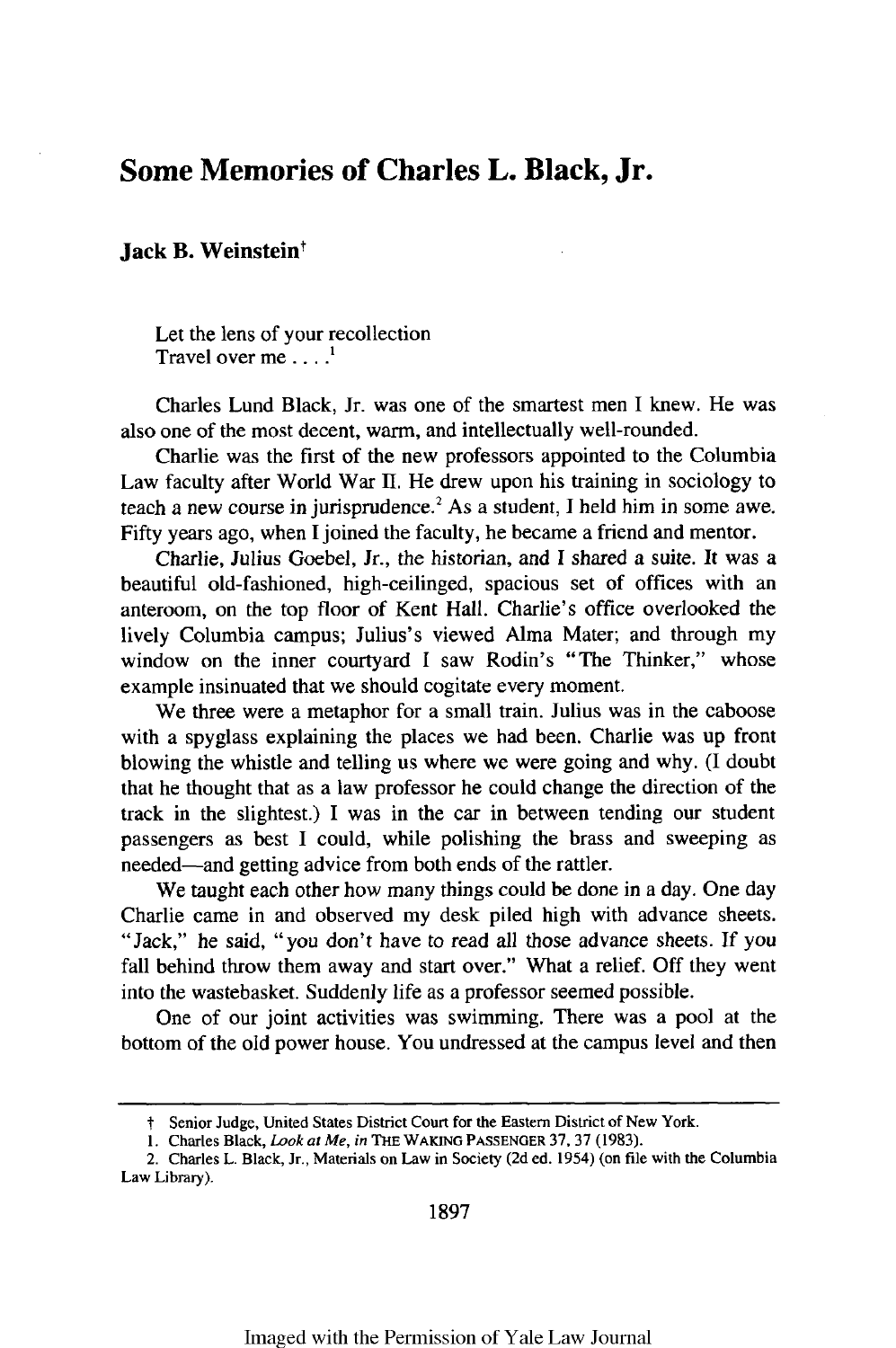# Some Memories of Charles L. Black, Jr.

**Jack B. Weinstein**[†]

> Let the lens of your recollection
> Travel over me . . . .[1]

Charles Lund Black, Jr. was one of the smartest men I knew. He was also one of the most decent, warm, and intellectually well-rounded.

Charlie was the first of the new professors appointed to the Columbia Law faculty after World War II. He drew upon his training in sociology to teach a new course in jurisprudence.[2] As a student, I held him in some awe. Fifty years ago, when I joined the faculty, he became a friend and mentor.

Charlie, Julius Goebel, Jr., the historian, and I shared a suite. It was a beautiful old-fashioned, high-ceilinged, spacious set of offices with an anteroom, on the top floor of Kent Hall. Charlie's office overlooked the lively Columbia campus; Julius's viewed Alma Mater; and through my window on the inner courtyard I saw Rodin's "The Thinker," whose example insinuated that we should cogitate every moment.

We three were a metaphor for a small train. Julius was in the caboose with a spyglass explaining the places we had been. Charlie was up front blowing the whistle and telling us where we were going and why. (I doubt that he thought that as a law professor he could change the direction of the track in the slightest.) I was in the car in between tending our student passengers as best I could, while polishing the brass and sweeping as needed—and getting advice from both ends of the rattler.

We taught each other how many things could be done in a day. One day Charlie came in and observed my desk piled high with advance sheets. "Jack," he said, "you don't have to read all those advance sheets. If you fall behind throw them away and start over." What a relief. Off they went into the wastebasket. Suddenly life as a professor seemed possible.

One of our joint activities was swimming. There was a pool at the bottom of the old power house. You undressed at the campus level and then

---

† Senior Judge, United States District Court for the Eastern District of New York.

1. Charles Black, *Look at Me*, *in* THE WAKING PASSENGER 37, 37 (1983).

2. Charles L. Black, Jr., Materials on Law in Society (2d ed. 1954) (on file with the Columbia Law Library).

Imaged with the Permission of Yale Law Journal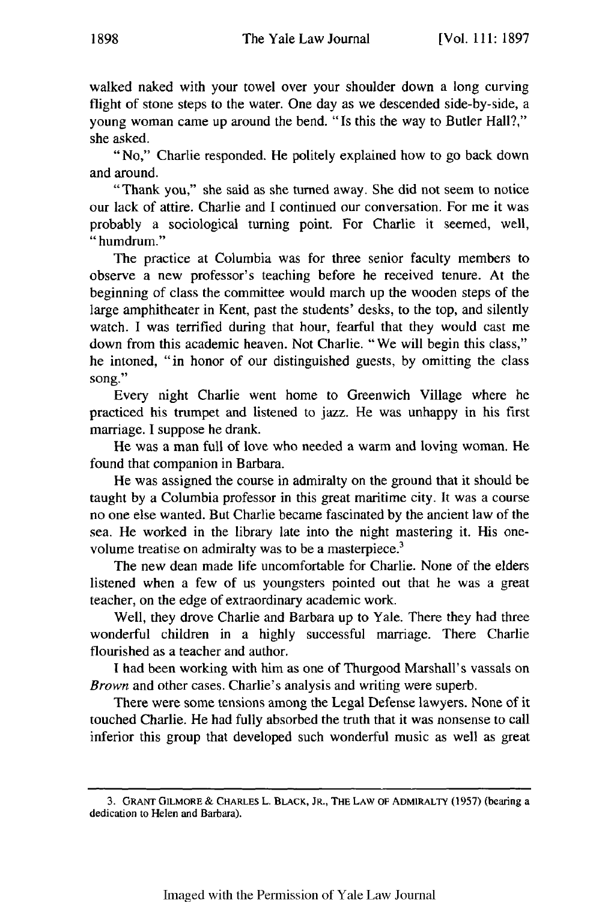walked naked with your towel over your shoulder down a long curving flight of stone steps to the water. One day as we descended side-by-side, a young woman came up around the bend. "Is this the way to Butler Hall?," she asked.

"No," Charlie responded. He politely explained how to go back down and around.

"Thank you," she said as she turned away. She did not seem to notice our lack of attire. Charlie and I continued our conversation. For me it was probably a sociological turning point. For Charlie it seemed, well, "humdrum."

The practice at Columbia was for three senior faculty members to observe a new professor's teaching before he received tenure. At the beginning of class the committee would march up the wooden steps of the large amphitheater in Kent, past the students' desks, to the top, and silently watch. I was terrified during that hour, fearful that they would cast me down from this academic heaven. Not Charlie. "We will begin this class," he intoned, "in honor of our distinguished guests, by omitting the class song."

Every night Charlie went home to Greenwich Village where he practiced his trumpet and listened to jazz. He was unhappy in his first marriage. I suppose he drank.

He was a man full of love who needed a warm and loving woman. He found that companion in Barbara.

He was assigned the course in admiralty on the ground that it should be taught by a Columbia professor in this great maritime city. It was a course no one else wanted. But Charlie became fascinated by the ancient law of the sea. He worked in the library late into the night mastering it. His one-volume treatise on admiralty was to be a masterpiece.[3]

The new dean made life uncomfortable for Charlie. None of the elders listened when a few of us youngsters pointed out that he was a great teacher, on the edge of extraordinary academic work.

Well, they drove Charlie and Barbara up to Yale. There they had three wonderful children in a highly successful marriage. There Charlie flourished as a teacher and author.

I had been working with him as one of Thurgood Marshall's vassals on *Brown* and other cases. Charlie's analysis and writing were superb.

There were some tensions among the Legal Defense lawyers. None of it touched Charlie. He had fully absorbed the truth that it was nonsense to call inferior this group that developed such wonderful music as well as great

---

3. GRANT GILMORE & CHARLES L. BLACK, JR., THE LAW OF ADMIRALTY (1957) (bearing a dedication to Helen and Barbara).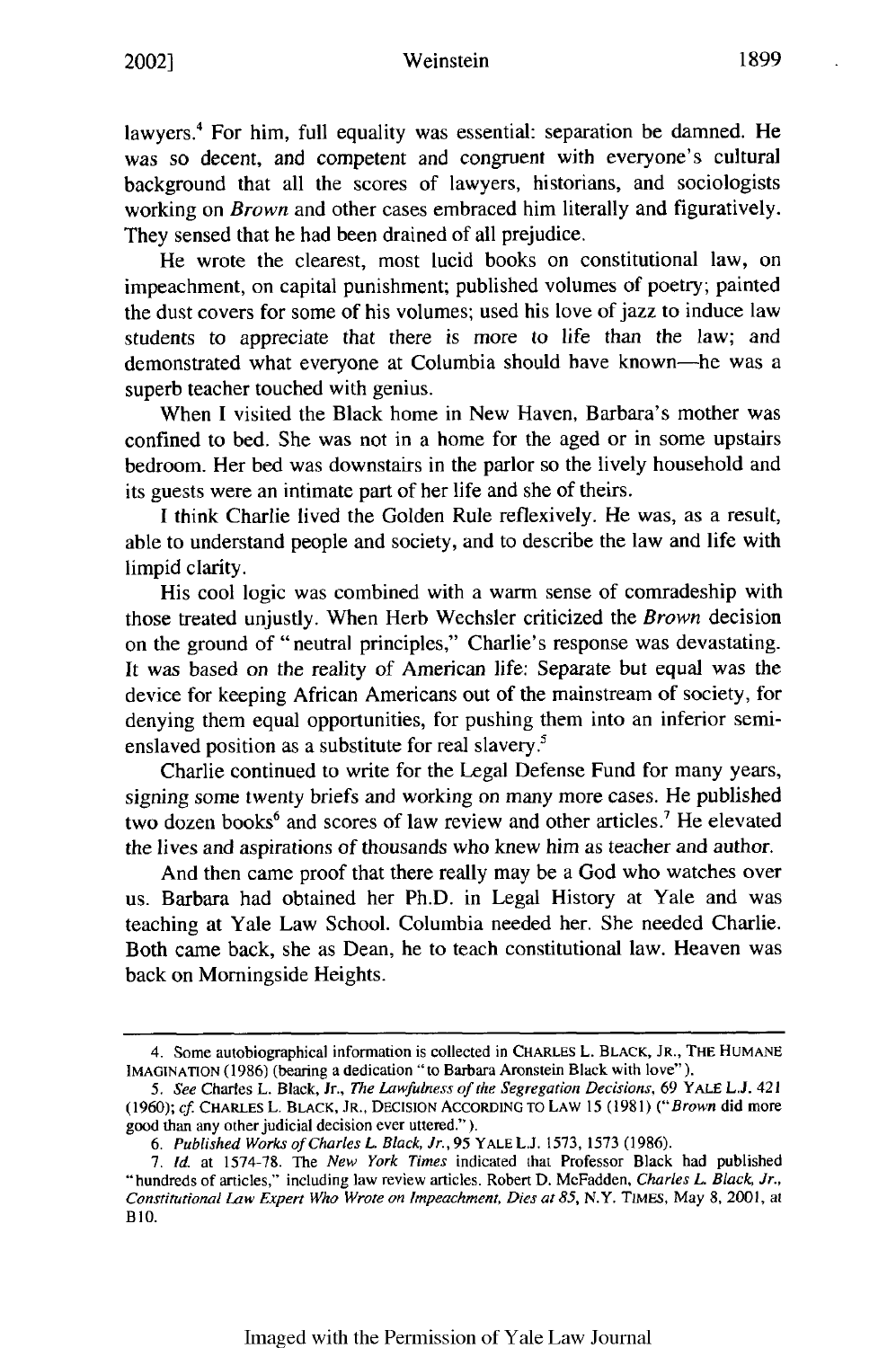lawyers.[4] For him, full equality was essential: separation be damned. He was so decent, and competent and congruent with everyone's cultural background that all the scores of lawyers, historians, and sociologists working on *Brown* and other cases embraced him literally and figuratively. They sensed that he had been drained of all prejudice.

He wrote the clearest, most lucid books on constitutional law, on impeachment, on capital punishment; published volumes of poetry; painted the dust covers for some of his volumes; used his love of jazz to induce law students to appreciate that there is more to life than the law; and demonstrated what everyone at Columbia should have known—he was a superb teacher touched with genius.

When I visited the Black home in New Haven, Barbara's mother was confined to bed. She was not in a home for the aged or in some upstairs bedroom. Her bed was downstairs in the parlor so the lively household and its guests were an intimate part of her life and she of theirs.

I think Charlie lived the Golden Rule reflexively. He was, as a result, able to understand people and society, and to describe the law and life with limpid clarity.

His cool logic was combined with a warm sense of comradeship with those treated unjustly. When Herb Wechsler criticized the *Brown* decision on the ground of "neutral principles," Charlie's response was devastating. It was based on the reality of American life: Separate but equal was the device for keeping African Americans out of the mainstream of society, for denying them equal opportunities, for pushing them into an inferior semi-enslaved position as a substitute for real slavery.[5]

Charlie continued to write for the Legal Defense Fund for many years, signing some twenty briefs and working on many more cases. He published two dozen books[6] and scores of law review and other articles.[7] He elevated the lives and aspirations of thousands who knew him as teacher and author.

And then came proof that there really may be a God who watches over us. Barbara had obtained her Ph.D. in Legal History at Yale and was teaching at Yale Law School. Columbia needed her. She needed Charlie. Both came back, she as Dean, he to teach constitutional law. Heaven was back on Morningside Heights.

---

4. Some autobiographical information is collected in CHARLES L. BLACK, JR., THE HUMANE IMAGINATION (1986) (bearing a dedication "to Barbara Aronstein Black with love").

5. *See* Charles L. Black, Jr., *The Lawfulness of the Segregation Decisions*, 69 YALE L.J. 421 (1960); *cf.* CHARLES L. BLACK, JR., DECISION ACCORDING TO LAW 15 (1981) ("*Brown* did more good than any other judicial decision ever uttered.").

6. *Published Works of Charles L. Black, Jr.*, 95 YALE L.J. 1573, 1573 (1986).

7. *Id.* at 1574-78. The *New York Times* indicated that Professor Black had published "hundreds of articles," including law review articles. Robert D. McFadden, *Charles L. Black, Jr., Constitutional Law Expert Who Wrote on Impeachment, Dies at 85*, N.Y. TIMES, May 8, 2001, at B10.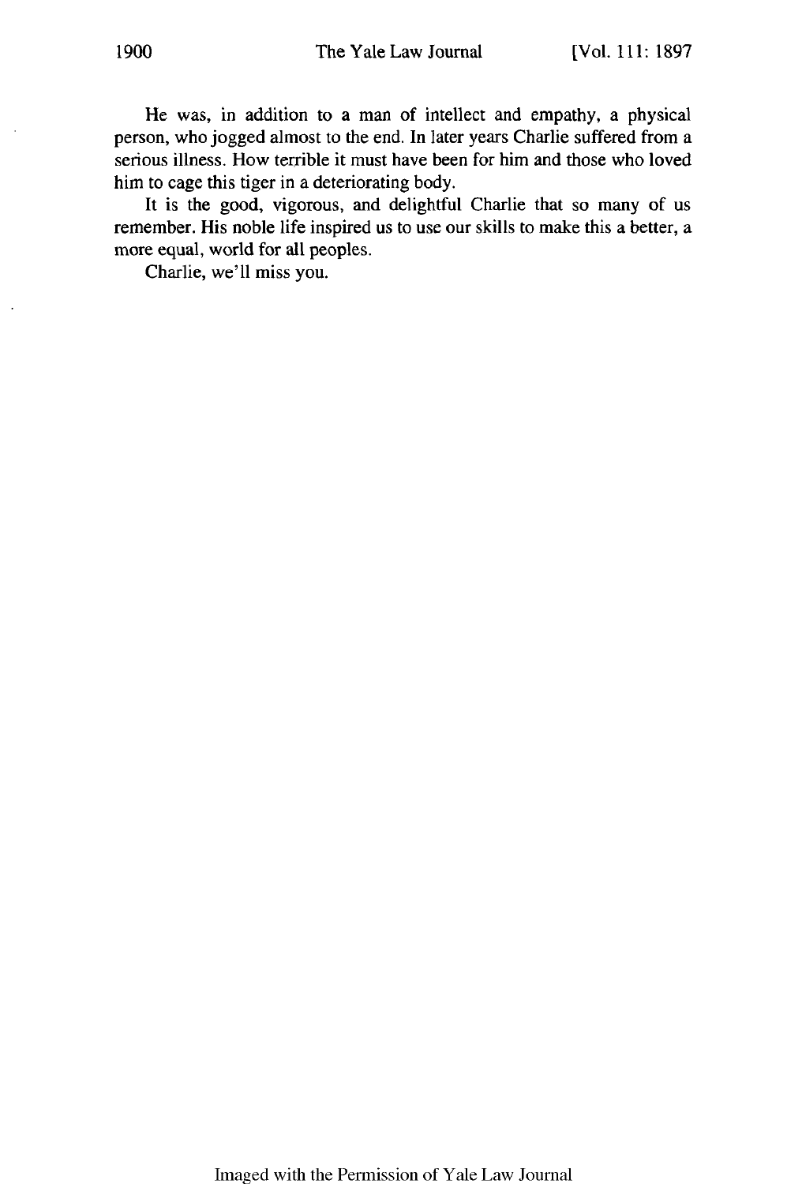He was, in addition to a man of intellect and empathy, a physical person, who jogged almost to the end. In later years Charlie suffered from a serious illness. How terrible it must have been for him and those who loved him to cage this tiger in a deteriorating body.

It is the good, vigorous, and delightful Charlie that so many of us remember. His noble life inspired us to use our skills to make this a better, a more equal, world for all peoples.

Charlie, we'll miss you.